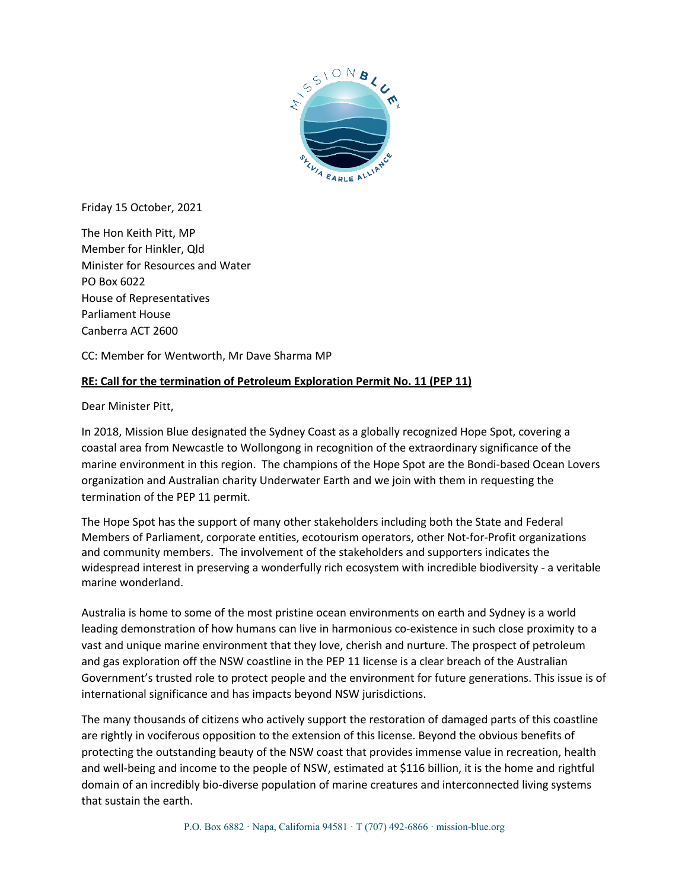Friday 15 October, 2021

The Hon Keith Pitt, MP
Member for Hinkler, Qld
Minister for Resources and Water
PO Box 6022
House of Representatives
Parliament House
Canberra ACT 2600

CC: Member for Wentworth, Mr Dave Sharma MP

**RE: Call for the termination of Petroleum Exploration Permit No. 11 (PEP 11)**

Dear Minister Pitt,

In 2018, Mission Blue designated the Sydney Coast as a globally recognized Hope Spot, covering a coastal area from Newcastle to Wollongong in recognition of the extraordinary significance of the marine environment in this region. The champions of the Hope Spot are the Bondi-based Ocean Lovers organization and Australian charity Underwater Earth and we join with them in requesting the termination of the PEP 11 permit.

The Hope Spot has the support of many other stakeholders including both the State and Federal Members of Parliament, corporate entities, ecotourism operators, other Not-for-Profit organizations and community members. The involvement of the stakeholders and supporters indicates the widespread interest in preserving a wonderfully rich ecosystem with incredible biodiversity - a veritable marine wonderland.

Australia is home to some of the most pristine ocean environments on earth and Sydney is a world leading demonstration of how humans can live in harmonious co-existence in such close proximity to a vast and unique marine environment that they love, cherish and nurture. The prospect of petroleum and gas exploration off the NSW coastline in the PEP 11 license is a clear breach of the Australian Government's trusted role to protect people and the environment for future generations. This issue is of international significance and has impacts beyond NSW jurisdictions.

The many thousands of citizens who actively support the restoration of damaged parts of this coastline are rightly in vociferous opposition to the extension of this license. Beyond the obvious benefits of protecting the outstanding beauty of the NSW coast that provides immense value in recreation, health and well-being and income to the people of NSW, estimated at $116 billion, it is the home and rightful domain of an incredibly bio-diverse population of marine creatures and interconnected living systems that sustain the earth.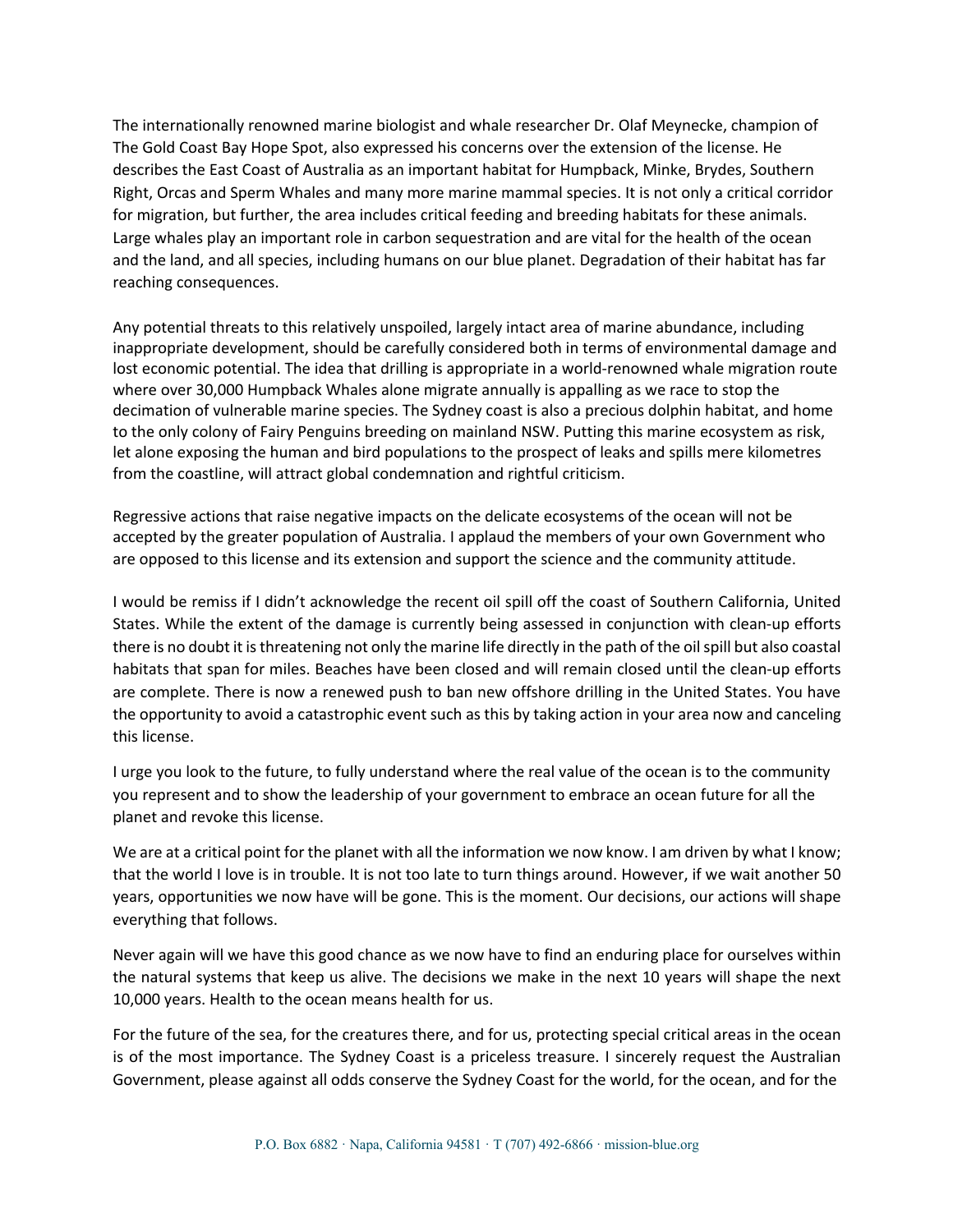The internationally renowned marine biologist and whale researcher Dr. Olaf Meynecke, champion of The Gold Coast Bay Hope Spot, also expressed his concerns over the extension of the license. He describes the East Coast of Australia as an important habitat for Humpback, Minke, Brydes, Southern Right, Orcas and Sperm Whales and many more marine mammal species. It is not only a critical corridor for migration, but further, the area includes critical feeding and breeding habitats for these animals. Large whales play an important role in carbon sequestration and are vital for the health of the ocean and the land, and all species, including humans on our blue planet. Degradation of their habitat has far reaching consequences.

Any potential threats to this relatively unspoiled, largely intact area of marine abundance, including inappropriate development, should be carefully considered both in terms of environmental damage and lost economic potential. The idea that drilling is appropriate in a world-renowned whale migration route where over 30,000 Humpback Whales alone migrate annually is appalling as we race to stop the decimation of vulnerable marine species. The Sydney coast is also a precious dolphin habitat, and home to the only colony of Fairy Penguins breeding on mainland NSW. Putting this marine ecosystem as risk, let alone exposing the human and bird populations to the prospect of leaks and spills mere kilometres from the coastline, will attract global condemnation and rightful criticism.

Regressive actions that raise negative impacts on the delicate ecosystems of the ocean will not be accepted by the greater population of Australia. I applaud the members of your own Government who are opposed to this license and its extension and support the science and the community attitude.

I would be remiss if I didn't acknowledge the recent oil spill off the coast of Southern California, United States. While the extent of the damage is currently being assessed in conjunction with clean-up efforts there is no doubt it is threatening not only the marine life directly in the path of the oil spill but also coastal habitats that span for miles. Beaches have been closed and will remain closed until the clean-up efforts are complete. There is now a renewed push to ban new offshore drilling in the United States. You have the opportunity to avoid a catastrophic event such as this by taking action in your area now and canceling this license.

I urge you look to the future, to fully understand where the real value of the ocean is to the community you represent and to show the leadership of your government to embrace an ocean future for all the planet and revoke this license.

We are at a critical point for the planet with all the information we now know. I am driven by what I know; that the world I love is in trouble. It is not too late to turn things around. However, if we wait another 50 years, opportunities we now have will be gone. This is the moment. Our decisions, our actions will shape everything that follows.

Never again will we have this good chance as we now have to find an enduring place for ourselves within the natural systems that keep us alive. The decisions we make in the next 10 years will shape the next 10,000 years. Health to the ocean means health for us.

For the future of the sea, for the creatures there, and for us, protecting special critical areas in the ocean is of the most importance. The Sydney Coast is a priceless treasure. I sincerely request the Australian Government, please against all odds conserve the Sydney Coast for the world, for the ocean, and for the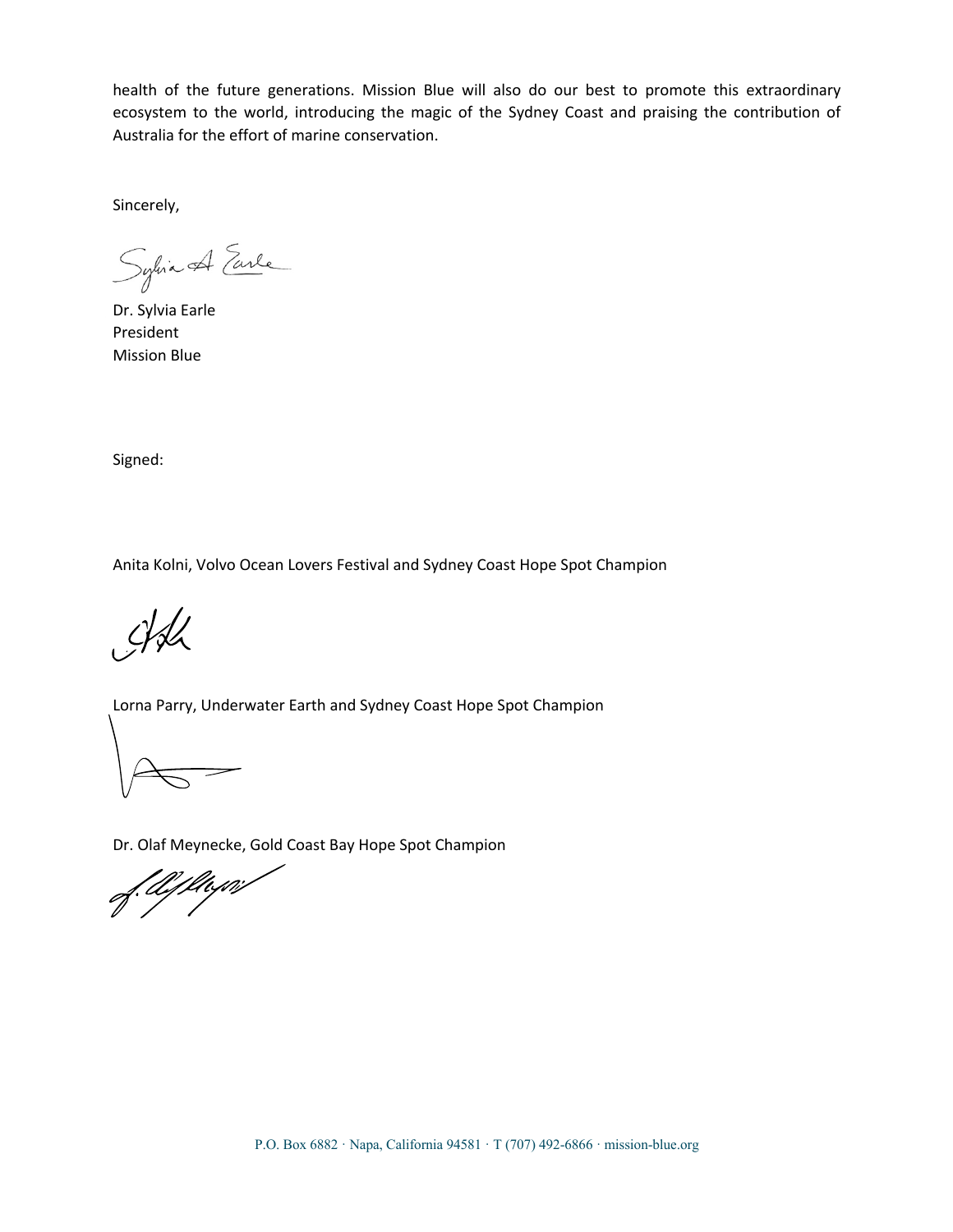health of the future generations. Mission Blue will also do our best to promote this extraordinary ecosystem to the world, introducing the magic of the Sydney Coast and praising the contribution of Australia for the effort of marine conservation.

Sincerely,

Dr. Sylvia Earle
President
Mission Blue

Signed:

Anita Kolni, Volvo Ocean Lovers Festival and Sydney Coast Hope Spot Champion

Lorna Parry, Underwater Earth and Sydney Coast Hope Spot Champion

Dr. Olaf Meynecke, Gold Coast Bay Hope Spot Champion